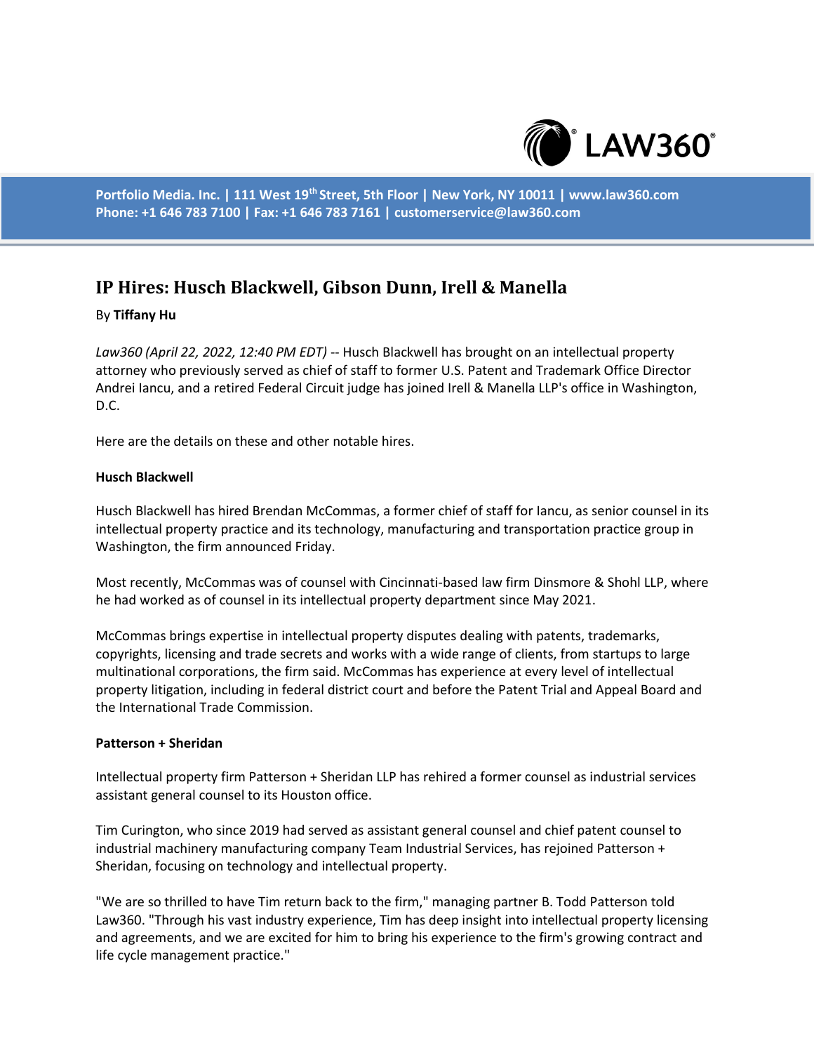# IP Hires: Husch Blackwell, Gibson Dunn, Irell & Manella

By **Tiffany Hu**

*Law360 (April 22, 2022, 12:40 PM EDT)* -- Husch Blackwell has brought on an intellectual property attorney who previously served as chief of staff to former U.S. Patent and Trademark Office Director Andrei Iancu, and a retired Federal Circuit judge has joined Irell & Manella LLP's office in Washington, D.C.

Here are the details on these and other notable hires.

**Husch Blackwell**

Husch Blackwell has hired Brendan McCommas, a former chief of staff for Iancu, as senior counsel in its intellectual property practice and its technology, manufacturing and transportation practice group in Washington, the firm announced Friday.

Most recently, McCommas was of counsel with Cincinnati-based law firm Dinsmore & Shohl LLP, where he had worked as of counsel in its intellectual property department since May 2021.

McCommas brings expertise in intellectual property disputes dealing with patents, trademarks, copyrights, licensing and trade secrets and works with a wide range of clients, from startups to large multinational corporations, the firm said. McCommas has experience at every level of intellectual property litigation, including in federal district court and before the Patent Trial and Appeal Board and the International Trade Commission.

**Patterson + Sheridan**

Intellectual property firm Patterson + Sheridan LLP has rehired a former counsel as industrial services assistant general counsel to its Houston office.

Tim Curington, who since 2019 had served as assistant general counsel and chief patent counsel to industrial machinery manufacturing company Team Industrial Services, has rejoined Patterson + Sheridan, focusing on technology and intellectual property.

"We are so thrilled to have Tim return back to the firm," managing partner B. Todd Patterson told Law360. "Through his vast industry experience, Tim has deep insight into intellectual property licensing and agreements, and we are excited for him to bring his experience to the firm's growing contract and life cycle management practice."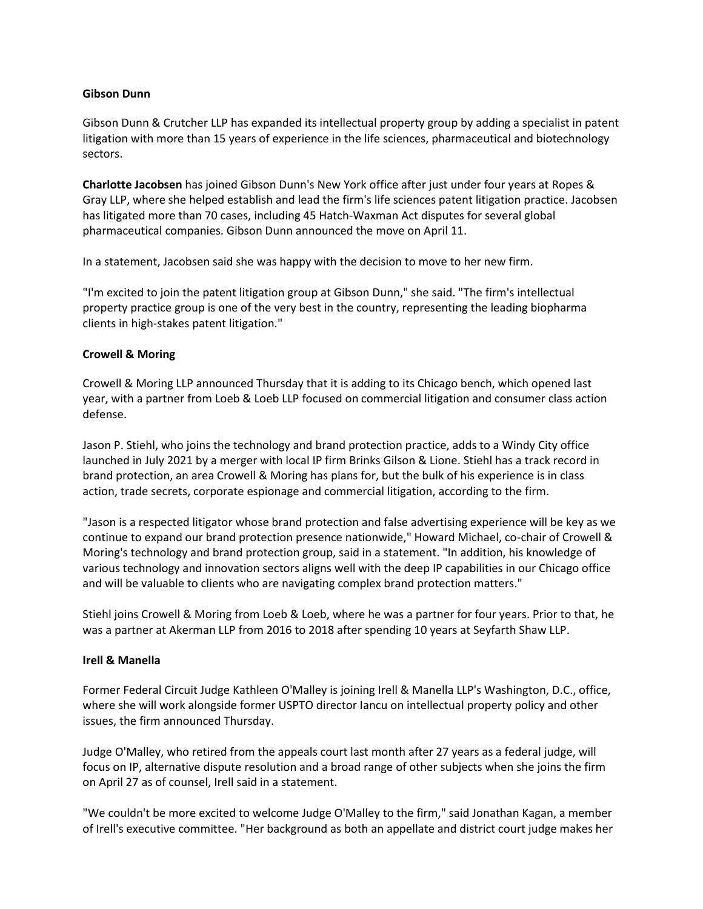**Gibson Dunn**

Gibson Dunn & Crutcher LLP has expanded its intellectual property group by adding a specialist in patent litigation with more than 15 years of experience in the life sciences, pharmaceutical and biotechnology sectors.

**Charlotte Jacobsen** has joined Gibson Dunn's New York office after just under four years at Ropes & Gray LLP, where she helped establish and lead the firm's life sciences patent litigation practice. Jacobsen has litigated more than 70 cases, including 45 Hatch-Waxman Act disputes for several global pharmaceutical companies. Gibson Dunn announced the move on April 11.

In a statement, Jacobsen said she was happy with the decision to move to her new firm.

"I'm excited to join the patent litigation group at Gibson Dunn," she said. "The firm's intellectual property practice group is one of the very best in the country, representing the leading biopharma clients in high-stakes patent litigation."

**Crowell & Moring**

Crowell & Moring LLP announced Thursday that it is adding to its Chicago bench, which opened last year, with a partner from Loeb & Loeb LLP focused on commercial litigation and consumer class action defense.

Jason P. Stiehl, who joins the technology and brand protection practice, adds to a Windy City office launched in July 2021 by a merger with local IP firm Brinks Gilson & Lione. Stiehl has a track record in brand protection, an area Crowell & Moring has plans for, but the bulk of his experience is in class action, trade secrets, corporate espionage and commercial litigation, according to the firm.

"Jason is a respected litigator whose brand protection and false advertising experience will be key as we continue to expand our brand protection presence nationwide," Howard Michael, co-chair of Crowell & Moring's technology and brand protection group, said in a statement. "In addition, his knowledge of various technology and innovation sectors aligns well with the deep IP capabilities in our Chicago office and will be valuable to clients who are navigating complex brand protection matters."

Stiehl joins Crowell & Moring from Loeb & Loeb, where he was a partner for four years. Prior to that, he was a partner at Akerman LLP from 2016 to 2018 after spending 10 years at Seyfarth Shaw LLP.

**Irell & Manella**

Former Federal Circuit Judge Kathleen O'Malley is joining Irell & Manella LLP's Washington, D.C., office, where she will work alongside former USPTO director Iancu on intellectual property policy and other issues, the firm announced Thursday.

Judge O'Malley, who retired from the appeals court last month after 27 years as a federal judge, will focus on IP, alternative dispute resolution and a broad range of other subjects when she joins the firm on April 27 as of counsel, Irell said in a statement.

"We couldn't be more excited to welcome Judge O'Malley to the firm," said Jonathan Kagan, a member of Irell's executive committee. "Her background as both an appellate and district court judge makes her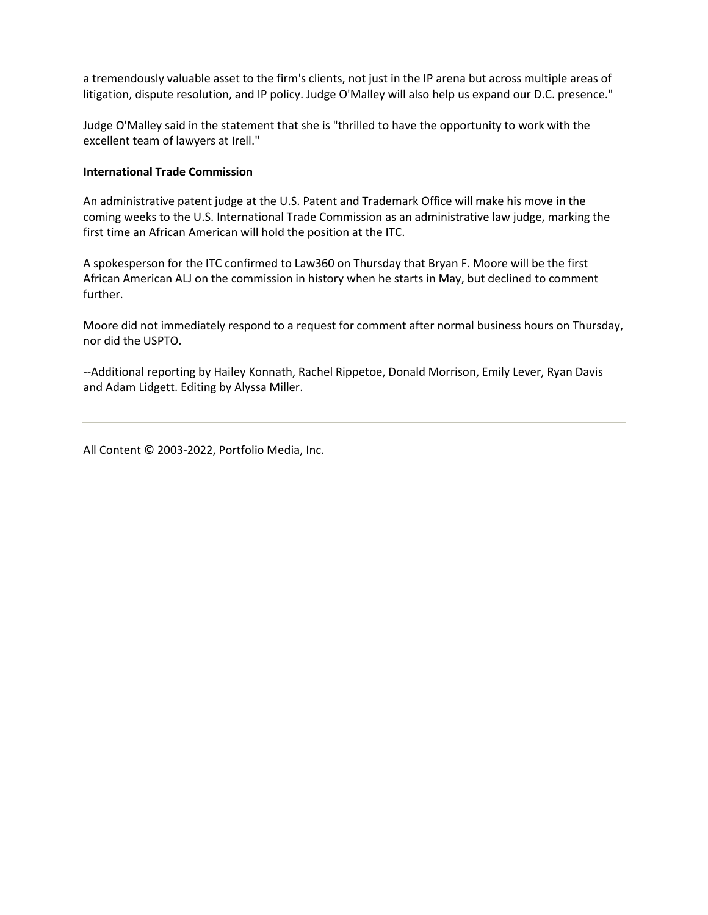a tremendously valuable asset to the firm's clients, not just in the IP arena but across multiple areas of litigation, dispute resolution, and IP policy. Judge O'Malley will also help us expand our D.C. presence."

Judge O'Malley said in the statement that she is "thrilled to have the opportunity to work with the excellent team of lawyers at Irell."

**International Trade Commission**

An administrative patent judge at the U.S. Patent and Trademark Office will make his move in the coming weeks to the U.S. International Trade Commission as an administrative law judge, marking the first time an African American will hold the position at the ITC.

A spokesperson for the ITC confirmed to Law360 on Thursday that Bryan F. Moore will be the first African American ALJ on the commission in history when he starts in May, but declined to comment further.

Moore did not immediately respond to a request for comment after normal business hours on Thursday, nor did the USPTO.

--Additional reporting by Hailey Konnath, Rachel Rippetoe, Donald Morrison, Emily Lever, Ryan Davis and Adam Lidgett. Editing by Alyssa Miller.

---

All Content © 2003-2022, Portfolio Media, Inc.